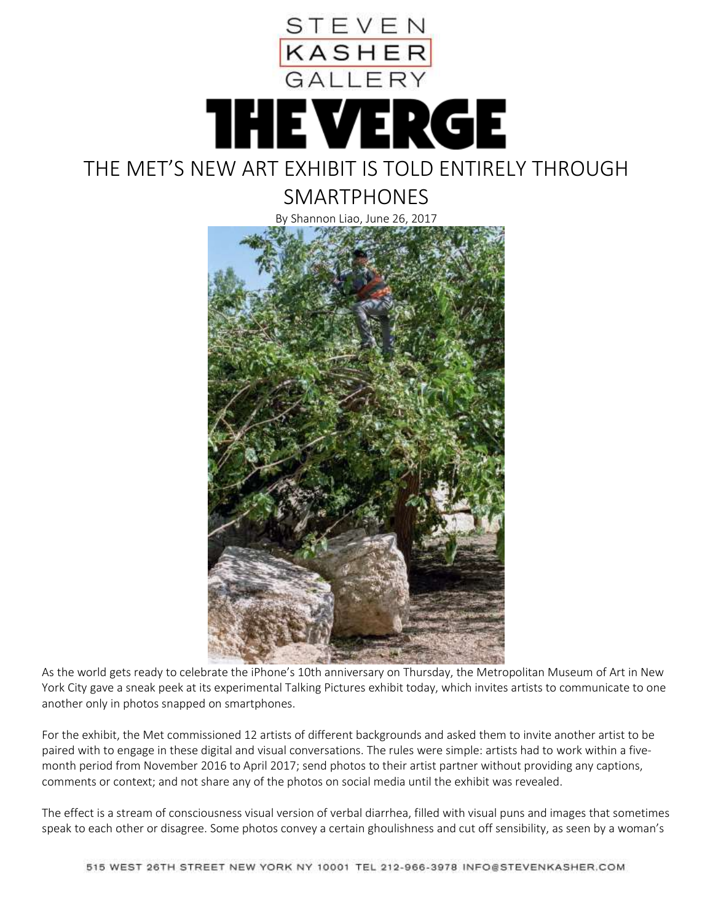STEVEN KASHER GALLERY

THE VERGE

# THE MET'S NEW ART EXHIBIT IS TOLD ENTIRELY THROUGH SMARTPHONES

By Shannon Liao, June 26, 2017

As the world gets ready to celebrate the iPhone's 10th anniversary on Thursday, the Metropolitan Museum of Art in New York City gave a sneak peek at its experimental Talking Pictures exhibit today, which invites artists to communicate to one another only in photos snapped on smartphones.

For the exhibit, the Met commissioned 12 artists of different backgrounds and asked them to invite another artist to be paired with to engage in these digital and visual conversations. The rules were simple: artists had to work within a five-month period from November 2016 to April 2017; send photos to their artist partner without providing any captions, comments or context; and not share any of the photos on social media until the exhibit was revealed.

The effect is a stream of consciousness visual version of verbal diarrhea, filled with visual puns and images that sometimes speak to each other or disagree. Some photos convey a certain ghoulishness and cut off sensibility, as seen by a woman's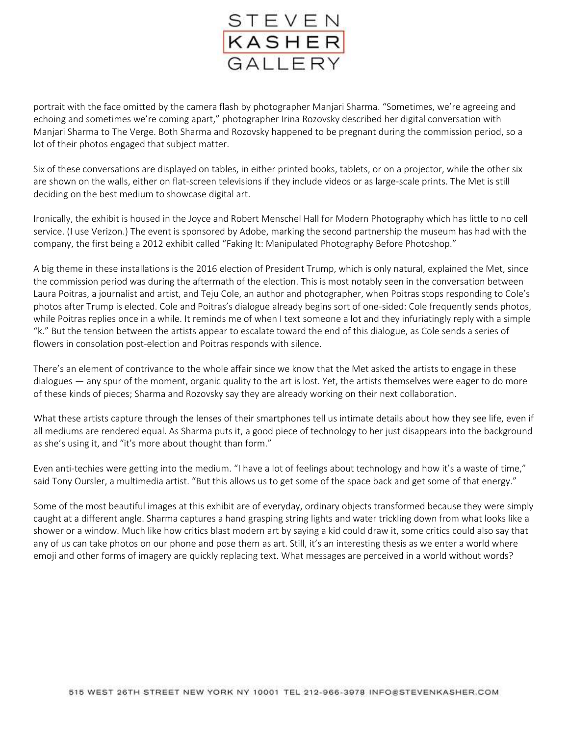portrait with the face omitted by the camera flash by photographer Manjari Sharma. "Sometimes, we're agreeing and echoing and sometimes we're coming apart," photographer Irina Rozovsky described her digital conversation with Manjari Sharma to The Verge. Both Sharma and Rozovsky happened to be pregnant during the commission period, so a lot of their photos engaged that subject matter.

Six of these conversations are displayed on tables, in either printed books, tablets, or on a projector, while the other six are shown on the walls, either on flat-screen televisions if they include videos or as large-scale prints. The Met is still deciding on the best medium to showcase digital art.

Ironically, the exhibit is housed in the Joyce and Robert Menschel Hall for Modern Photography which has little to no cell service. (I use Verizon.) The event is sponsored by Adobe, marking the second partnership the museum has had with the company, the first being a 2012 exhibit called "Faking It: Manipulated Photography Before Photoshop."

A big theme in these installations is the 2016 election of President Trump, which is only natural, explained the Met, since the commission period was during the aftermath of the election. This is most notably seen in the conversation between Laura Poitras, a journalist and artist, and Teju Cole, an author and photographer, when Poitras stops responding to Cole's photos after Trump is elected. Cole and Poitras's dialogue already begins sort of one-sided: Cole frequently sends photos, while Poitras replies once in a while. It reminds me of when I text someone a lot and they infuriatingly reply with a simple "k." But the tension between the artists appear to escalate toward the end of this dialogue, as Cole sends a series of flowers in consolation post-election and Poitras responds with silence.

There's an element of contrivance to the whole affair since we know that the Met asked the artists to engage in these dialogues — any spur of the moment, organic quality to the art is lost. Yet, the artists themselves were eager to do more of these kinds of pieces; Sharma and Rozovsky say they are already working on their next collaboration.

What these artists capture through the lenses of their smartphones tell us intimate details about how they see life, even if all mediums are rendered equal. As Sharma puts it, a good piece of technology to her just disappears into the background as she's using it, and "it's more about thought than form."

Even anti-techies were getting into the medium. "I have a lot of feelings about technology and how it's a waste of time," said Tony Oursler, a multimedia artist. "But this allows us to get some of the space back and get some of that energy."

Some of the most beautiful images at this exhibit are of everyday, ordinary objects transformed because they were simply caught at a different angle. Sharma captures a hand grasping string lights and water trickling down from what looks like a shower or a window. Much like how critics blast modern art by saying a kid could draw it, some critics could also say that any of us can take photos on our phone and pose them as art. Still, it's an interesting thesis as we enter a world where emoji and other forms of imagery are quickly replacing text. What messages are perceived in a world without words?